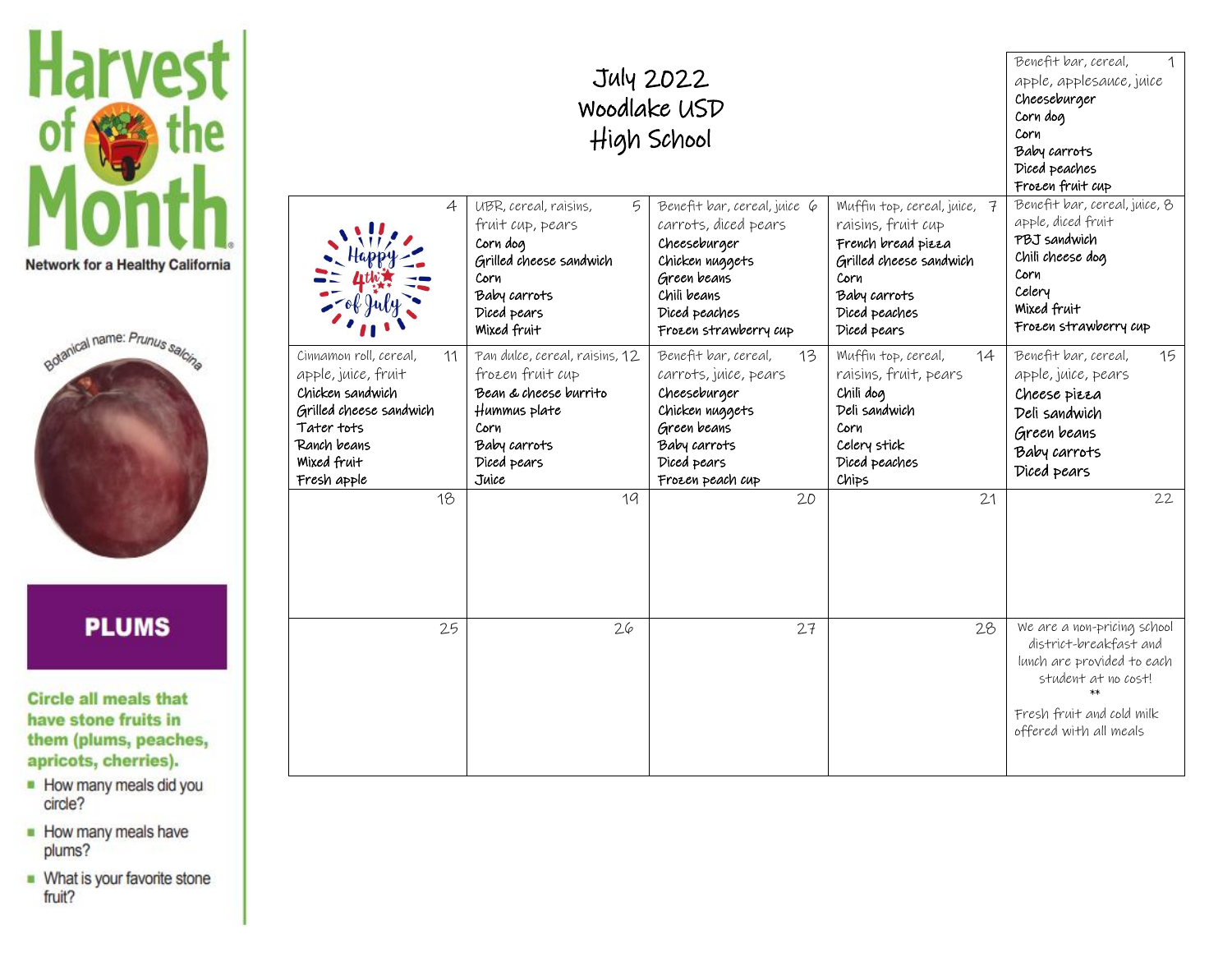# Harvest of the Month

Network for a Healthy California

Botanical name: *Prunus salicina*

## PLUMS

**Circle all meals that have stone fruits in them (plums, peaches, apricots, cherries).**

- How many meals did you circle?
- How many meals have plums?
- What is your favorite stone fruit?

# July 2022
# Woodlake USD
# High School

| Monday | Tuesday | Wednesday | Thursday | Friday |
|---|---|---|---|---|
| | | | | **1** Benefit bar, cereal, apple, applesauce, juice<br>Cheeseburger<br>Corn dog<br>Corn<br>Baby carrots<br>Diced peaches<br>Frozen fruit cup |
| **4** Happy 4th of July | **5** UBR, cereal, raisins, fruit cup, pears<br>Corn dog<br>Grilled cheese sandwich<br>Corn<br>Baby carrots<br>Diced pears<br>Mixed fruit | **6** Benefit bar, cereal, juice carrots, diced pears<br>Cheeseburger<br>Chicken nuggets<br>Green beans<br>Chili beans<br>Diced peaches<br>Frozen strawberry cup | **7** Muffin top, cereal, juice, raisins, fruit cup<br>French bread pizza<br>Grilled cheese sandwich<br>Corn<br>Baby carrots<br>Diced peaches<br>Diced pears | **8** Benefit bar, cereal, juice, apple, diced fruit<br>PBJ sandwich<br>Chili cheese dog<br>Corn<br>Celery<br>Mixed fruit<br>Frozen strawberry cup |
| **11** Cinnamon roll, cereal, apple, juice, fruit<br>Chicken sandwich<br>Grilled cheese sandwich<br>Tater tots<br>Ranch beans<br>Mixed fruit<br>Fresh apple | **12** Pan dulce, cereal, raisins, frozen fruit cup<br>Bean & cheese burrito<br>Hummus plate<br>Corn<br>Baby carrots<br>Diced pears<br>Juice | **13** Benefit bar, cereal, carrots, juice, pears<br>Cheeseburger<br>Chicken nuggets<br>Green beans<br>Baby carrots<br>Diced pears<br>Frozen peach cup | **14** Muffin top, cereal, raisins, fruit, pears<br>Chili dog<br>Deli sandwich<br>Corn<br>Celery stick<br>Diced peaches<br>Chips | **15** Benefit bar, cereal, apple, juice, pears<br>Cheese pizza<br>Deli sandwich<br>Green beans<br>Baby carrots<br>Diced pears |
| **18** | **19** | **20** | **21** | **22** |
| **25** | **26** | **27** | **28** | We are a non-pricing school district-breakfast and lunch are provided to each student at no cost!<br>**<br>Fresh fruit and cold milk offered with all meals |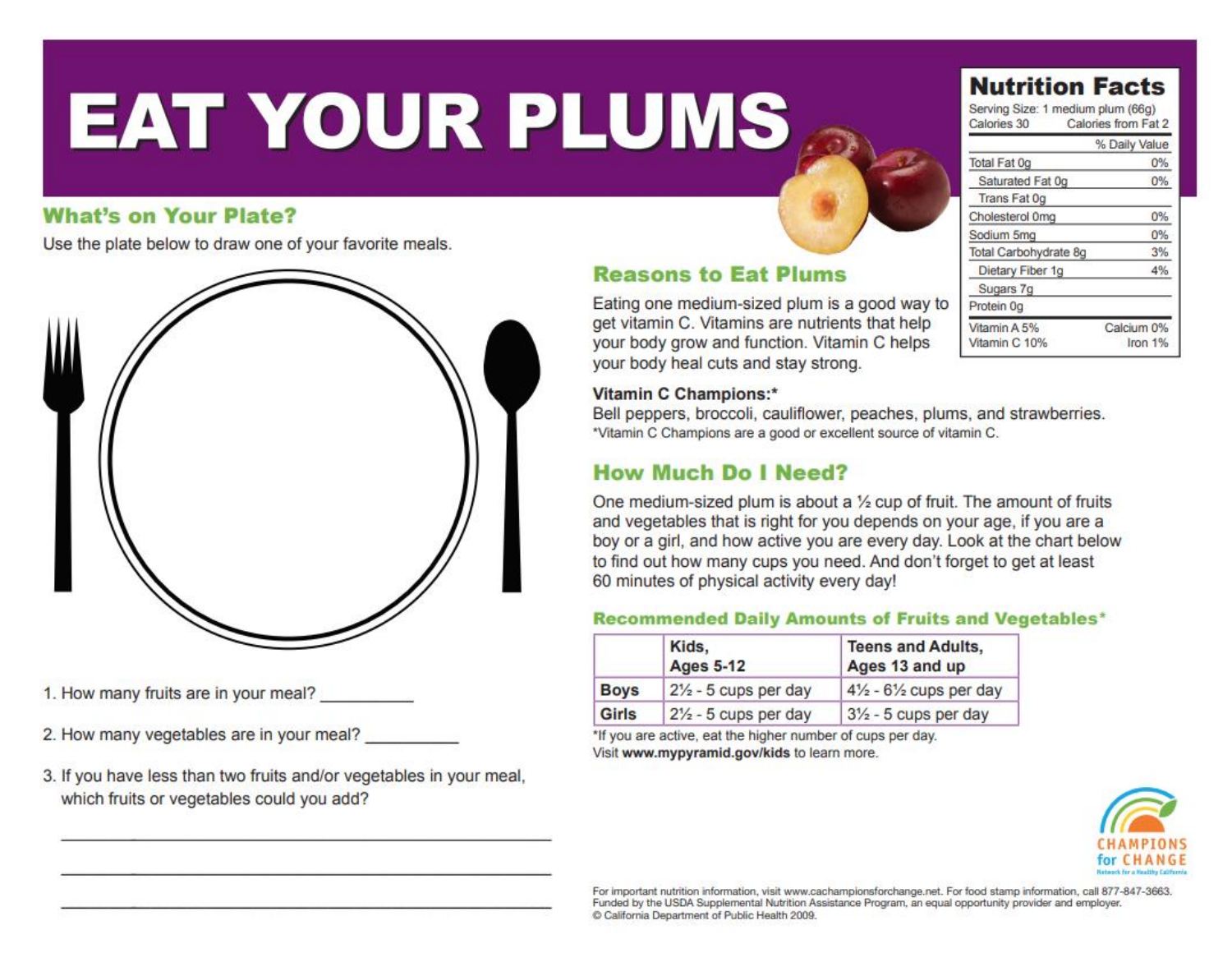# EAT YOUR PLUMS

| Nutrition Facts | |
|---|---|
| Serving Size: 1 medium plum (66g) | |
| Calories 30 | Calories from Fat 2 |
| | % Daily Value |
| Total Fat 0g | 0% |
| Saturated Fat 0g | 0% |
| Trans Fat 0g | |
| Cholesterol 0mg | 0% |
| Sodium 5mg | 0% |
| Total Carbohydrate 8g | 3% |
| Dietary Fiber 1g | 4% |
| Sugars 7g | |
| Protein 0g | |
| Vitamin A 5% | Calcium 0% |
| Vitamin C 10% | Iron 1% |

## What's on Your Plate?

Use the plate below to draw one of your favorite meals.

1. How many fruits are in your meal? __________
2. How many vegetables are in your meal? __________
3. If you have less than two fruits and/or vegetables in your meal, which fruits or vegetables could you add?

_______________________________________________

_______________________________________________

_______________________________________________

## Reasons to Eat Plums

Eating one medium-sized plum is a good way to get vitamin C. Vitamins are nutrients that help your body grow and function. Vitamin C helps your body heal cuts and stay strong.

**Vitamin C Champions:***

Bell peppers, broccoli, cauliflower, peaches, plums, and strawberries.

*Vitamin C Champions are a good or excellent source of vitamin C.

## How Much Do I Need?

One medium-sized plum is about a ½ cup of fruit. The amount of fruits and vegetables that is right for you depends on your age, if you are a boy or a girl, and how active you are every day. Look at the chart below to find out how many cups you need. And don't forget to get at least 60 minutes of physical activity every day!

### Recommended Daily Amounts of Fruits and Vegetables*

| | Kids, Ages 5-12 | Teens and Adults, Ages 13 and up |
|---|---|---|
| **Boys** | 2½ - 5 cups per day | 4½ - 6½ cups per day |
| **Girls** | 2½ - 5 cups per day | 3½ - 5 cups per day |

*If you are active, eat the higher number of cups per day.
Visit **www.mypyramid.gov/kids** to learn more.

CHAMPIONS for CHANGE
Network for a Healthy California

For important nutrition information, visit www.cachampionsforchange.net. For food stamp information, call 877-847-3663. Funded by the USDA Supplemental Nutrition Assistance Program, an equal opportunity provider and employer. © California Department of Public Health 2009.